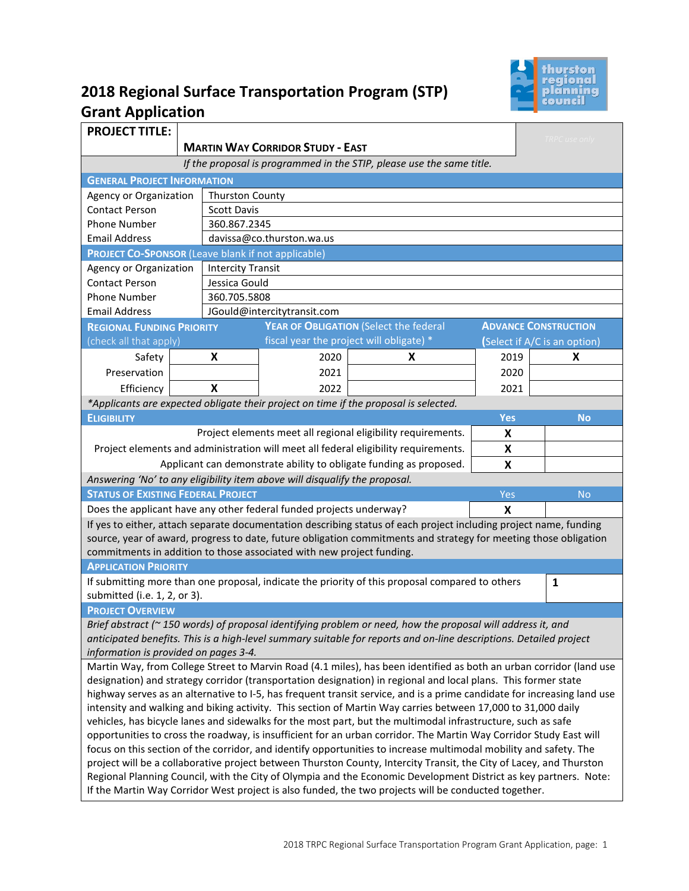# 2018 Regional Surface Transportation Program (STP) Grant Application

| PROJECT TITLE: | MARTIN WAY CORRIDOR STUDY - EAST | TRPC use only |
|---|---|---|

*If the proposal is programmed in the STIP, please use the same title.*

## GENERAL PROJECT INFORMATION

| | |
|---|---|
| Agency or Organization | Thurston County |
| Contact Person | Scott Davis |
| Phone Number | 360.867.2345 |
| Email Address | davissa@co.thurston.wa.us |

## PROJECT CO-SPONSOR (Leave blank if not applicable)

| | |
|---|---|
| Agency or Organization | Intercity Transit |
| Contact Person | Jessica Gould |
| Phone Number | 360.705.5808 |
| Email Address | JGould@intercitytransit.com |

| REGIONAL FUNDING PRIORITY (check all that apply) | | YEAR OF OBLIGATION (Select the federal fiscal year the project will obligate) * | | ADVANCE CONSTRUCTION (Select if A/C is an option) | |
|---|---|---|---|---|---|
| Safety | X | 2020 | X | 2019 | X |
| Preservation | | 2021 | | 2020 | |
| Efficiency | X | 2022 | | 2021 | |

*\*Applicants are expected obligate their project on time if the proposal is selected.*

## ELIGIBILITY

| | Yes | No |
|---|---|---|
| Project elements meet all regional eligibility requirements. | X | |
| Project elements and administration will meet all federal eligibility requirements. | X | |
| Applicant can demonstrate ability to obligate funding as proposed. | X | |

*Answering 'No' to any eligibility item above will disqualify the proposal.*

## STATUS OF EXISTING FEDERAL PROJECT

| | Yes | No |
|---|---|---|
| Does the applicant have any other federal funded projects underway? | X | |

If yes to either, attach separate documentation describing status of each project including project name, funding source, year of award, progress to date, future obligation commitments and strategy for meeting those obligation commitments in addition to those associated with new project funding.

## APPLICATION PRIORITY

| | |
|---|---|
| If submitting more than one proposal, indicate the priority of this proposal compared to others submitted (i.e. 1, 2, or 3). | 1 |

## PROJECT OVERVIEW

*Brief abstract (~ 150 words) of proposal identifying problem or need, how the proposal will address it, and anticipated benefits. This is a high-level summary suitable for reports and on-line descriptions. Detailed project information is provided on pages 3-4.*

Martin Way, from College Street to Marvin Road (4.1 miles), has been identified as both an urban corridor (land use designation) and strategy corridor (transportation designation) in regional and local plans. This former state highway serves as an alternative to I-5, has frequent transit service, and is a prime candidate for increasing land use intensity and walking and biking activity. This section of Martin Way carries between 17,000 to 31,000 daily vehicles, has bicycle lanes and sidewalks for the most part, but the multimodal infrastructure, such as safe opportunities to cross the roadway, is insufficient for an urban corridor. The Martin Way Corridor Study East will focus on this section of the corridor, and identify opportunities to increase multimodal mobility and safety. The project will be a collaborative project between Thurston County, Intercity Transit, the City of Lacey, and Thurston Regional Planning Council, with the City of Olympia and the Economic Development District as key partners. Note: If the Martin Way Corridor West project is also funded, the two projects will be conducted together.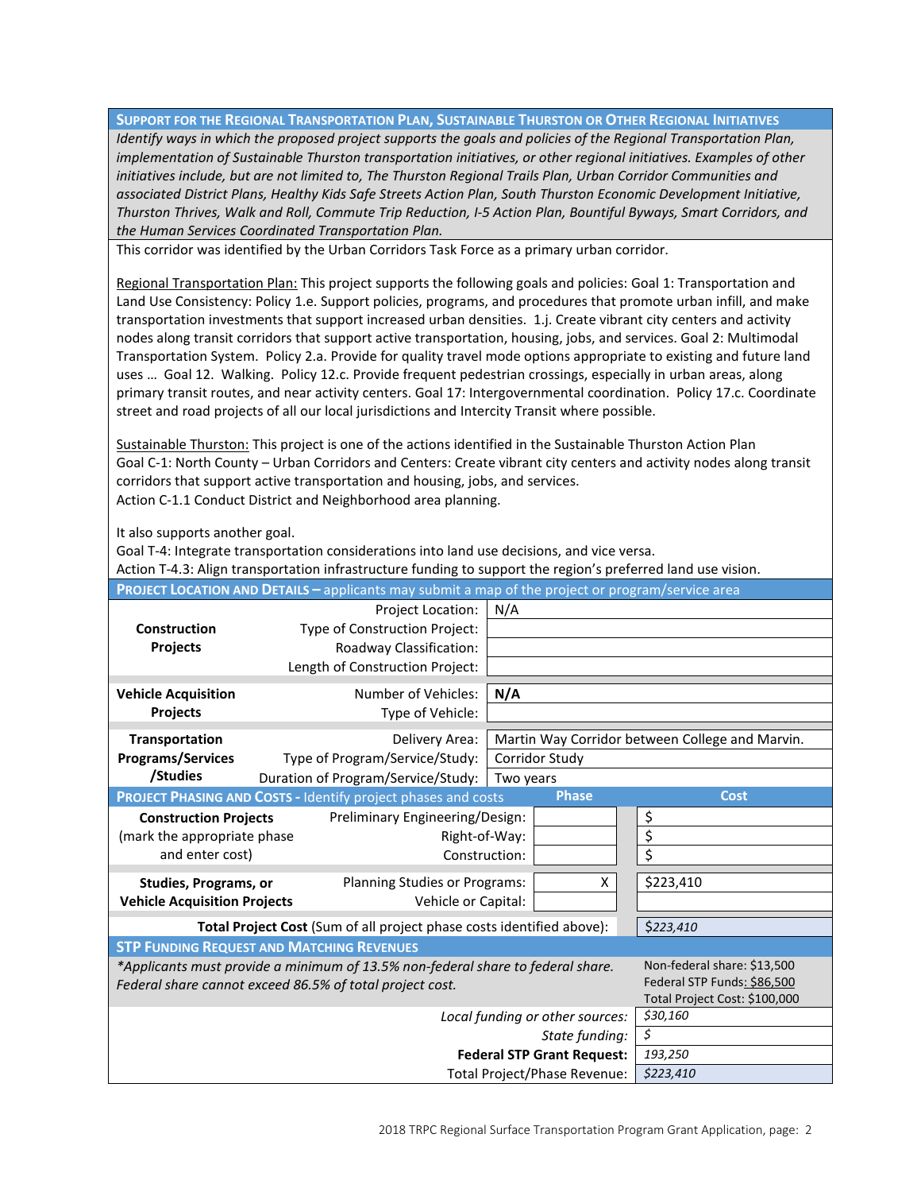## Support for the Regional Transportation Plan, Sustainable Thurston or Other Regional Initiatives

*Identify ways in which the proposed project supports the goals and policies of the Regional Transportation Plan, implementation of Sustainable Thurston transportation initiatives, or other regional initiatives. Examples of other initiatives include, but are not limited to, The Thurston Regional Trails Plan, Urban Corridor Communities and associated District Plans, Healthy Kids Safe Streets Action Plan, South Thurston Economic Development Initiative, Thurston Thrives, Walk and Roll, Commute Trip Reduction, I-5 Action Plan, Bountiful Byways, Smart Corridors, and the Human Services Coordinated Transportation Plan.*

This corridor was identified by the Urban Corridors Task Force as a primary urban corridor.

Regional Transportation Plan: This project supports the following goals and policies: Goal 1: Transportation and Land Use Consistency: Policy 1.e. Support policies, programs, and procedures that promote urban infill, and make transportation investments that support increased urban densities. 1.j. Create vibrant city centers and activity nodes along transit corridors that support active transportation, housing, jobs, and services. Goal 2: Multimodal Transportation System. Policy 2.a. Provide for quality travel mode options appropriate to existing and future land uses … Goal 12. Walking. Policy 12.c. Provide frequent pedestrian crossings, especially in urban areas, along primary transit routes, and near activity centers. Goal 17: Intergovernmental coordination. Policy 17.c. Coordinate street and road projects of all our local jurisdictions and Intercity Transit where possible.

Sustainable Thurston: This project is one of the actions identified in the Sustainable Thurston Action Plan Goal C-1: North County – Urban Corridors and Centers: Create vibrant city centers and activity nodes along transit corridors that support active transportation and housing, jobs, and services.
Action C-1.1 Conduct District and Neighborhood area planning.

It also supports another goal.
Goal T-4: Integrate transportation considerations into land use decisions, and vice versa.
Action T-4.3: Align transportation infrastructure funding to support the region's preferred land use vision.

## Project Location and Details – applicants may submit a map of the project or program/service area

| | | |
|---|---|---|
| **Construction Projects** | Project Location: | N/A |
| | Type of Construction Project: | |
| | Roadway Classification: | |
| | Length of Construction Project: | |
| **Vehicle Acquisition Projects** | Number of Vehicles: | **N/A** |
| | Type of Vehicle: | |
| **Transportation Programs/Services /Studies** | Delivery Area: | Martin Way Corridor between College and Marvin. |
| | Type of Program/Service/Study: | Corridor Study |
| | Duration of Program/Service/Study: | Two years |

## Project Phasing and Costs - Identify project phases and costs

| | | Phase | Cost |
|---|---|---|---|
| **Construction Projects** (mark the appropriate phase and enter cost) | Preliminary Engineering/Design: | | $ |
| | Right-of-Way: | | $ |
| | Construction: | | $ |
| **Studies, Programs, or Vehicle Acquisition Projects** | Planning Studies or Programs: | X | $223,410 |
| | Vehicle or Capital: | | |
| | **Total Project Cost** (Sum of all project phase costs identified above): | | *$223,410* |

## STP Funding Request and Matching Revenues

*\*Applicants must provide a minimum of 13.5% non-federal share to federal share. Federal share cannot exceed 86.5% of total project cost.*

Non-federal share: $13,500
Federal STP Funds: $86,500
Total Project Cost: $100,000

| | |
|---|---|
| *Local funding or other sources:* | *$30,160* |
| *State funding:* | *$* |
| **Federal STP Grant Request:** | *193,250* |
| Total Project/Phase Revenue: | *$223,410* |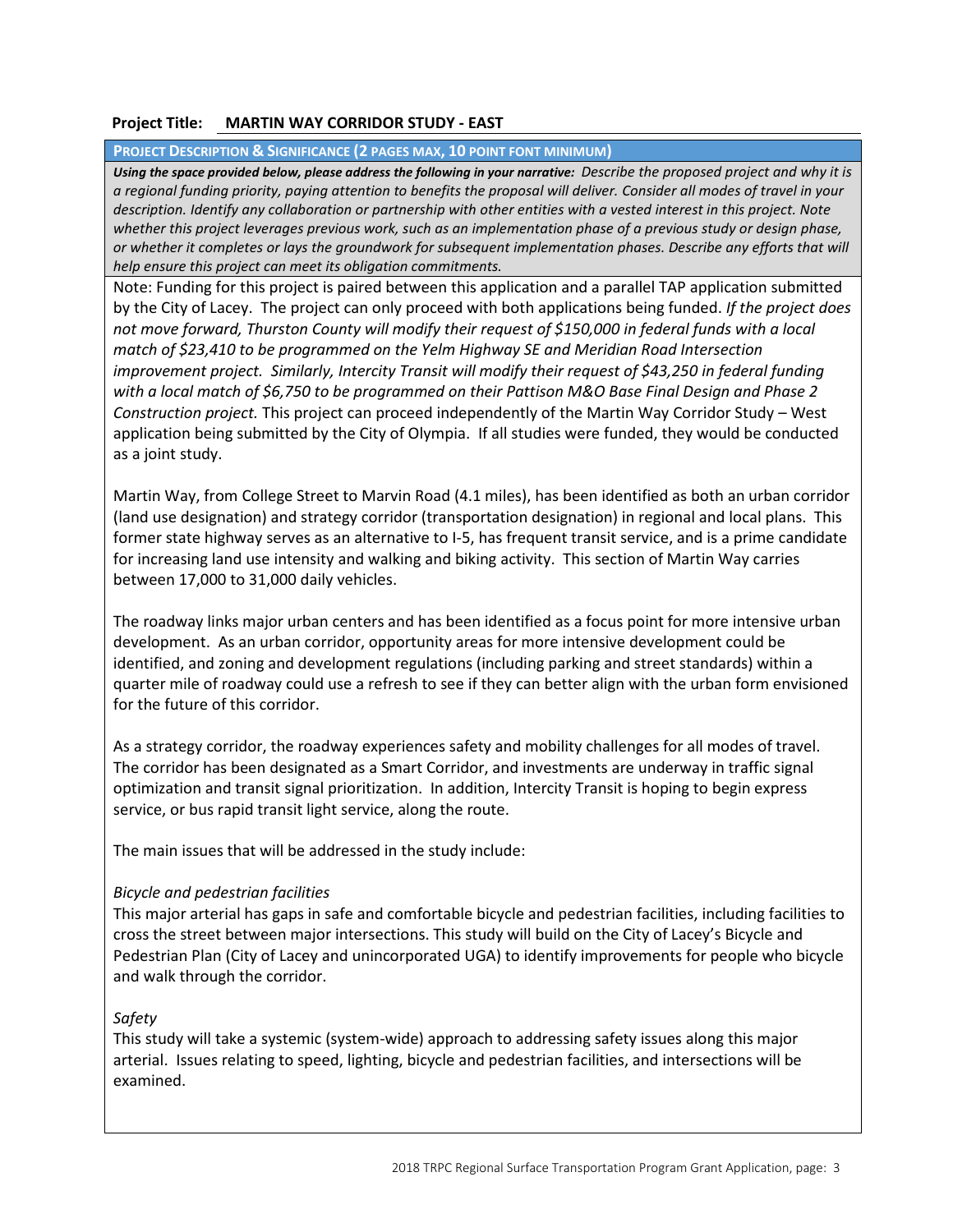**Project Title: MARTIN WAY CORRIDOR STUDY - EAST**

**PROJECT DESCRIPTION & SIGNIFICANCE (2 PAGES MAX, 10 POINT FONT MINIMUM)**

***Using the space provided below, please address the following in your narrative:*** *Describe the proposed project and why it is a regional funding priority, paying attention to benefits the proposal will deliver. Consider all modes of travel in your description. Identify any collaboration or partnership with other entities with a vested interest in this project. Note whether this project leverages previous work, such as an implementation phase of a previous study or design phase, or whether it completes or lays the groundwork for subsequent implementation phases. Describe any efforts that will help ensure this project can meet its obligation commitments.*

Note: Funding for this project is paired between this application and a parallel TAP application submitted by the City of Lacey. The project can only proceed with both applications being funded. *If the project does not move forward, Thurston County will modify their request of $150,000 in federal funds with a local match of $23,410 to be programmed on the Yelm Highway SE and Meridian Road Intersection improvement project. Similarly, Intercity Transit will modify their request of $43,250 in federal funding with a local match of $6,750 to be programmed on their Pattison M&O Base Final Design and Phase 2 Construction project.* This project can proceed independently of the Martin Way Corridor Study – West application being submitted by the City of Olympia. If all studies were funded, they would be conducted as a joint study.

Martin Way, from College Street to Marvin Road (4.1 miles), has been identified as both an urban corridor (land use designation) and strategy corridor (transportation designation) in regional and local plans. This former state highway serves as an alternative to I-5, has frequent transit service, and is a prime candidate for increasing land use intensity and walking and biking activity. This section of Martin Way carries between 17,000 to 31,000 daily vehicles.

The roadway links major urban centers and has been identified as a focus point for more intensive urban development. As an urban corridor, opportunity areas for more intensive development could be identified, and zoning and development regulations (including parking and street standards) within a quarter mile of roadway could use a refresh to see if they can better align with the urban form envisioned for the future of this corridor.

As a strategy corridor, the roadway experiences safety and mobility challenges for all modes of travel. The corridor has been designated as a Smart Corridor, and investments are underway in traffic signal optimization and transit signal prioritization. In addition, Intercity Transit is hoping to begin express service, or bus rapid transit light service, along the route.

The main issues that will be addressed in the study include:

*Bicycle and pedestrian facilities*

This major arterial has gaps in safe and comfortable bicycle and pedestrian facilities, including facilities to cross the street between major intersections. This study will build on the City of Lacey's Bicycle and Pedestrian Plan (City of Lacey and unincorporated UGA) to identify improvements for people who bicycle and walk through the corridor.

*Safety*

This study will take a systemic (system-wide) approach to addressing safety issues along this major arterial. Issues relating to speed, lighting, bicycle and pedestrian facilities, and intersections will be examined.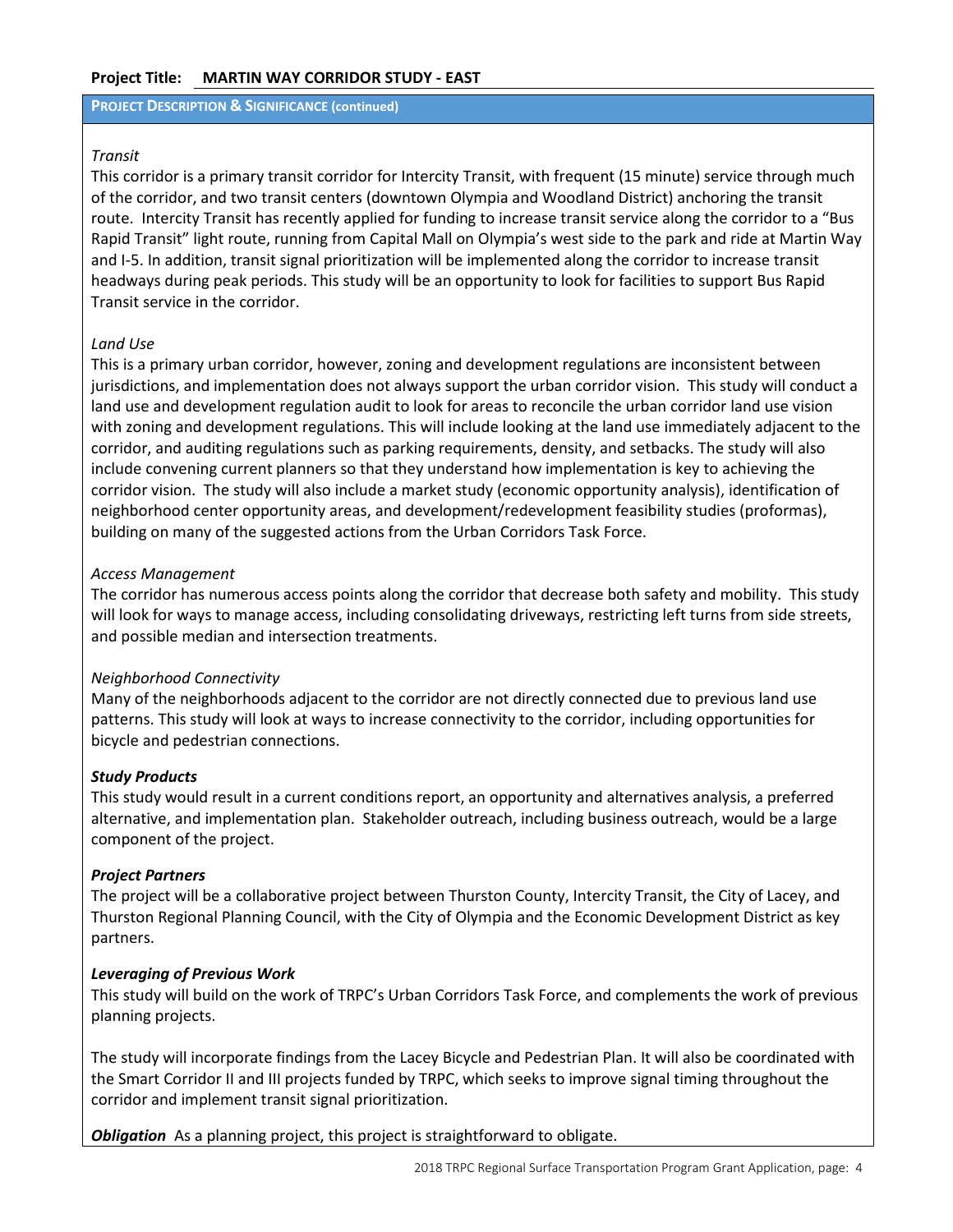**Project Title:** **MARTIN WAY CORRIDOR STUDY - EAST**

**PROJECT DESCRIPTION & SIGNIFICANCE (continued)**

*Transit*

This corridor is a primary transit corridor for Intercity Transit, with frequent (15 minute) service through much of the corridor, and two transit centers (downtown Olympia and Woodland District) anchoring the transit route. Intercity Transit has recently applied for funding to increase transit service along the corridor to a "Bus Rapid Transit" light route, running from Capital Mall on Olympia's west side to the park and ride at Martin Way and I-5. In addition, transit signal prioritization will be implemented along the corridor to increase transit headways during peak periods. This study will be an opportunity to look for facilities to support Bus Rapid Transit service in the corridor.

*Land Use*

This is a primary urban corridor, however, zoning and development regulations are inconsistent between jurisdictions, and implementation does not always support the urban corridor vision. This study will conduct a land use and development regulation audit to look for areas to reconcile the urban corridor land use vision with zoning and development regulations. This will include looking at the land use immediately adjacent to the corridor, and auditing regulations such as parking requirements, density, and setbacks. The study will also include convening current planners so that they understand how implementation is key to achieving the corridor vision. The study will also include a market study (economic opportunity analysis), identification of neighborhood center opportunity areas, and development/redevelopment feasibility studies (proformas), building on many of the suggested actions from the Urban Corridors Task Force.

*Access Management*

The corridor has numerous access points along the corridor that decrease both safety and mobility. This study will look for ways to manage access, including consolidating driveways, restricting left turns from side streets, and possible median and intersection treatments.

*Neighborhood Connectivity*

Many of the neighborhoods adjacent to the corridor are not directly connected due to previous land use patterns. This study will look at ways to increase connectivity to the corridor, including opportunities for bicycle and pedestrian connections.

***Study Products***

This study would result in a current conditions report, an opportunity and alternatives analysis, a preferred alternative, and implementation plan. Stakeholder outreach, including business outreach, would be a large component of the project.

***Project Partners***

The project will be a collaborative project between Thurston County, Intercity Transit, the City of Lacey, and Thurston Regional Planning Council, with the City of Olympia and the Economic Development District as key partners.

***Leveraging of Previous Work***

This study will build on the work of TRPC's Urban Corridors Task Force, and complements the work of previous planning projects.

The study will incorporate findings from the Lacey Bicycle and Pedestrian Plan. It will also be coordinated with the Smart Corridor II and III projects funded by TRPC, which seeks to improve signal timing throughout the corridor and implement transit signal prioritization.

***Obligation*** As a planning project, this project is straightforward to obligate.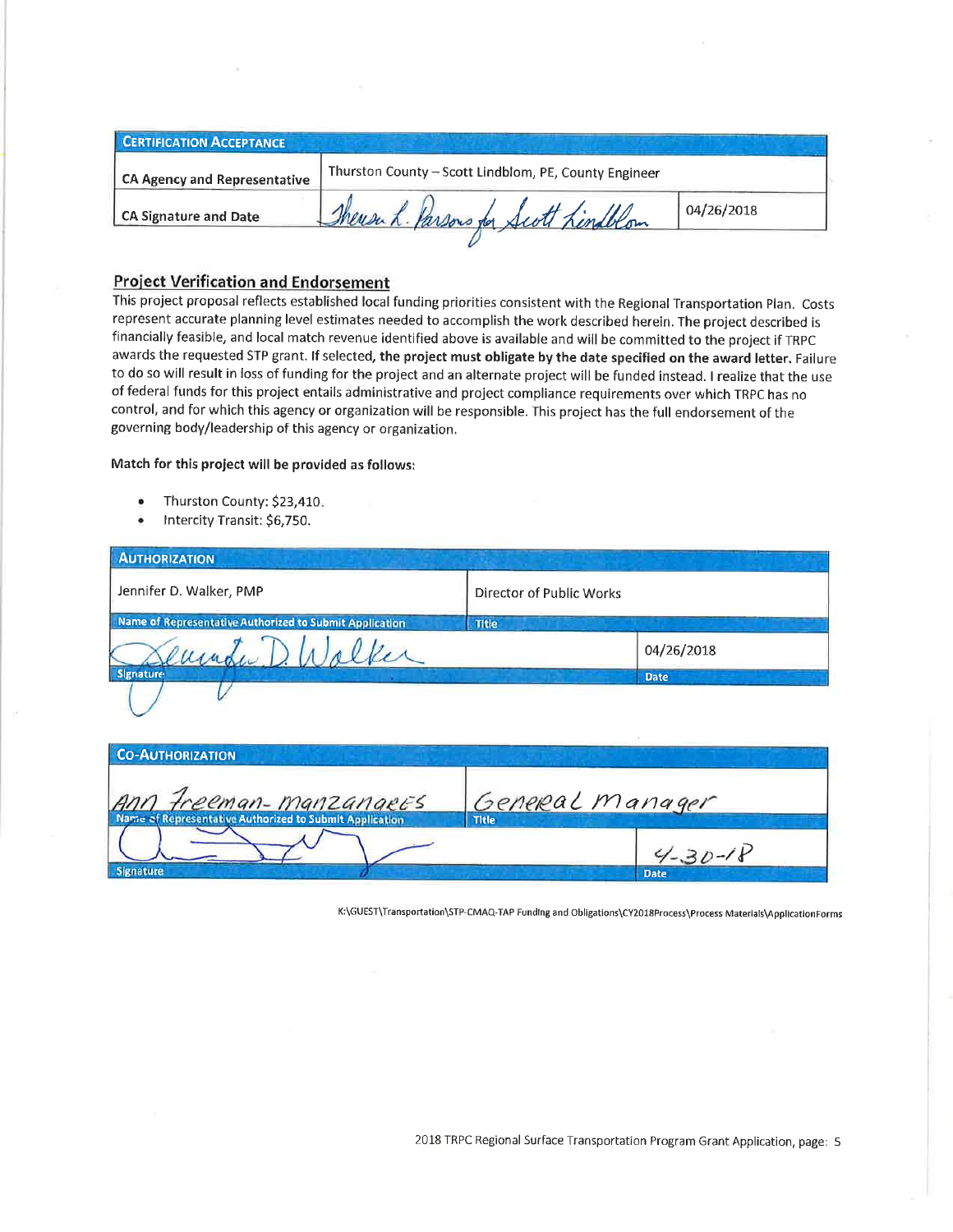| **Certification Acceptance** | | |
|---|---|---|
| CA Agency and Representative | Thurston County – Scott Lindblom, PE, County Engineer | |
| CA Signature and Date | Theresa L. Parsons for Scott Lindblom | 04/26/2018 |

## Project Verification and Endorsement

This project proposal reflects established local funding priorities consistent with the Regional Transportation Plan. Costs represent accurate planning level estimates needed to accomplish the work described herein. The project described is financially feasible, and local match revenue identified above is available and will be committed to the project if TRPC awards the requested STP grant. If selected, **the project must obligate by the date specified on the award letter.** Failure to do so will result in loss of funding for the project and an alternate project will be funded instead. I realize that the use of federal funds for this project entails administrative and project compliance requirements over which TRPC has no control, and for which this agency or organization will be responsible. This project has the full endorsement of the governing body/leadership of this agency or organization.

**Match for this project will be provided as follows:**

- Thurston County: $23,410.
- Intercity Transit: $6,750.

| **Authorization** | | |
|---|---|---|
| Jennifer D. Walker, PMP | Director of Public Works | |
| Name of Representative Authorized to Submit Application | Title | |
| Jennifer D. Walker | | 04/26/2018 |
| Signature | | Date |

| **Co-Authorization** | | |
|---|---|---|
| Ann Freeman-Manzanares | General Manager | |
| Name of Representative Authorized to Submit Application | Title | |
| [signature] | | 4-30-18 |
| Signature | | Date |

K:\GUEST\Transportation\STP-CMAQ-TAP Funding and Obligations\CY2018Process\Process Materials\ApplicationForms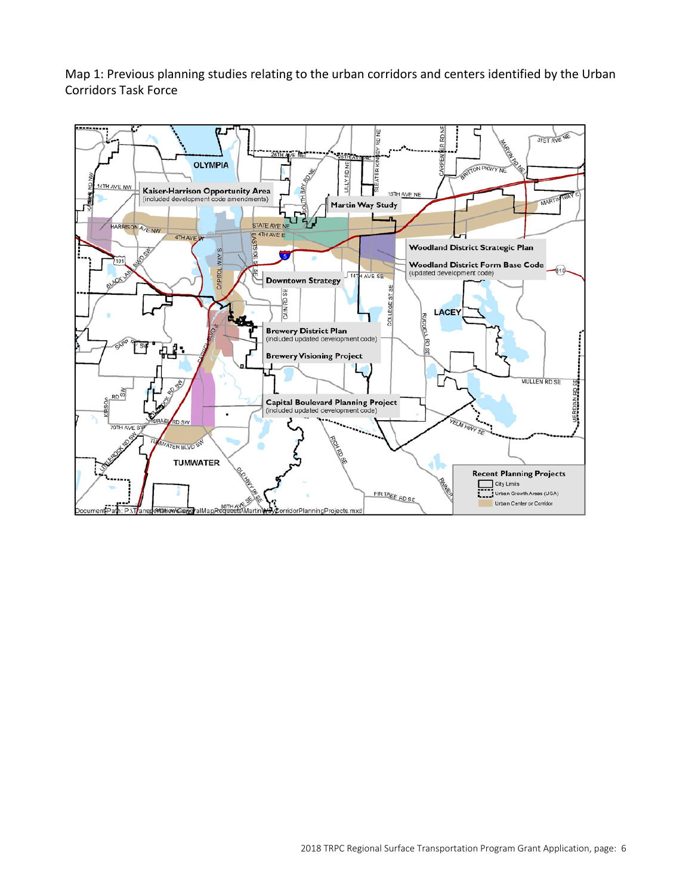Map 1: Previous planning studies relating to the urban corridors and centers identified by the Urban Corridors Task Force

Kaiser-Harrison Opportunity Area
(included development code amendments)

Martin Way Study

Woodland District Strategic Plan

Woodland District Form Base Code
(updated development code)

Downtown Strategy

Brewery District Plan
(included updated development code)

Brewery Visioning Project

Capital Boulevard Planning Project
(included updated development code)

Recent Planning Projects

- City Limits
- Urban Growth Areas (UGA)
- Urban Center or Corridor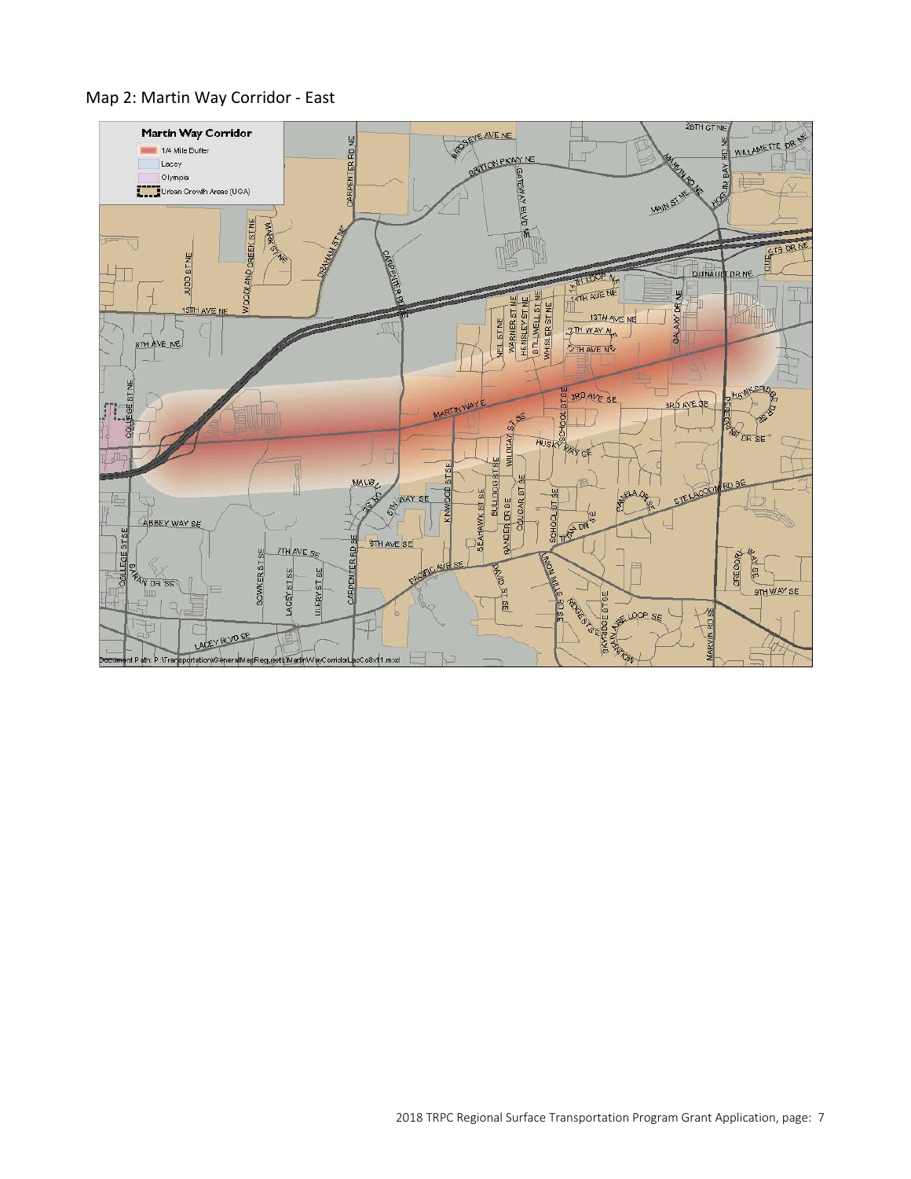## Map 2: Martin Way Corridor - East

**Martin Way Corridor**

1/4 Mile Buffer

Lacey

Olympia

Urban Growth Areas (UGA)

Document Path: P:\Transportation\GeneralMapRequests\MartinWayCorridorLacCo8x11.mxd